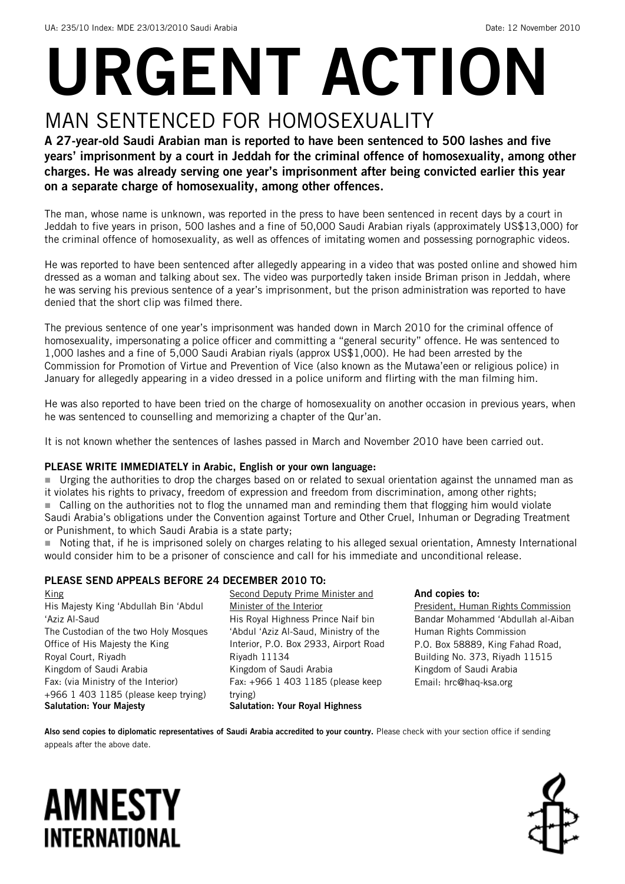UA: 235/10 Index: MDE 23/013/2010 Saudi Arabia Date: 12 November 2010

# URGENT ACTION

## MAN SENTENCED FOR HOMOSEXUALITY

**A 27-year-old Saudi Arabian man is reported to have been sentenced to 500 lashes and five years' imprisonment by a court in Jeddah for the criminal offence of homosexuality, among other charges. He was already serving one year's imprisonment after being convicted earlier this year on a separate charge of homosexuality, among other offences.**

The man, whose name is unknown, was reported in the press to have been sentenced in recent days by a court in Jeddah to five years in prison, 500 lashes and a fine of 50,000 Saudi Arabian riyals (approximately US$13,000) for the criminal offence of homosexuality, as well as offences of imitating women and possessing pornographic videos.

He was reported to have been sentenced after allegedly appearing in a video that was posted online and showed him dressed as a woman and talking about sex. The video was purportedly taken inside Briman prison in Jeddah, where he was serving his previous sentence of a year's imprisonment, but the prison administration was reported to have denied that the short clip was filmed there.

The previous sentence of one year's imprisonment was handed down in March 2010 for the criminal offence of homosexuality, impersonating a police officer and committing a "general security" offence. He was sentenced to 1,000 lashes and a fine of 5,000 Saudi Arabian riyals (approx US$1,000). He had been arrested by the Commission for Promotion of Virtue and Prevention of Vice (also known as the Mutawa'een or religious police) in January for allegedly appearing in a video dressed in a police uniform and flirting with the man filming him.

He was also reported to have been tried on the charge of homosexuality on another occasion in previous years, when he was sentenced to counselling and memorizing a chapter of the Qur'an.

It is not known whether the sentences of lashes passed in March and November 2010 have been carried out.

**PLEASE WRITE IMMEDIATELY in Arabic, English or your own language:**

- Urging the authorities to drop the charges based on or related to sexual orientation against the unnamed man as it violates his rights to privacy, freedom of expression and freedom from discrimination, among other rights;
- Calling on the authorities not to flog the unnamed man and reminding them that flogging him would violate Saudi Arabia's obligations under the Convention against Torture and Other Cruel, Inhuman or Degrading Treatment or Punishment, to which Saudi Arabia is a state party;
- Noting that, if he is imprisoned solely on charges relating to his alleged sexual orientation, Amnesty International would consider him to be a prisoner of conscience and call for his immediate and unconditional release.

**PLEASE SEND APPEALS BEFORE 24 DECEMBER 2010 TO:**

King
His Majesty King 'Abdullah Bin 'Abdul 'Aziz Al-Saud
The Custodian of the two Holy Mosques
Office of His Majesty the King
Royal Court, Riyadh
Kingdom of Saudi Arabia
Fax: (via Ministry of the Interior) +966 1 403 1185 (please keep trying)
**Salutation: Your Majesty**

Second Deputy Prime Minister and Minister of the Interior
His Royal Highness Prince Naif bin 'Abdul 'Aziz Al-Saud, Ministry of the Interior, P.O. Box 2933, Airport Road
Riyadh 11134
Kingdom of Saudi Arabia
Fax: +966 1 403 1185 (please keep trying)
**Salutation: Your Royal Highness**

**And copies to:**
President, Human Rights Commission
Bandar Mohammed 'Abdullah al-Aiban
Human Rights Commission
P.O. Box 58889, King Fahad Road, Building No. 373, Riyadh 11515
Kingdom of Saudi Arabia
Email: hrc@haq-ksa.org

**Also send copies to diplomatic representatives of Saudi Arabia accredited to your country.** Please check with your section office if sending appeals after the above date.

AMNESTY INTERNATIONAL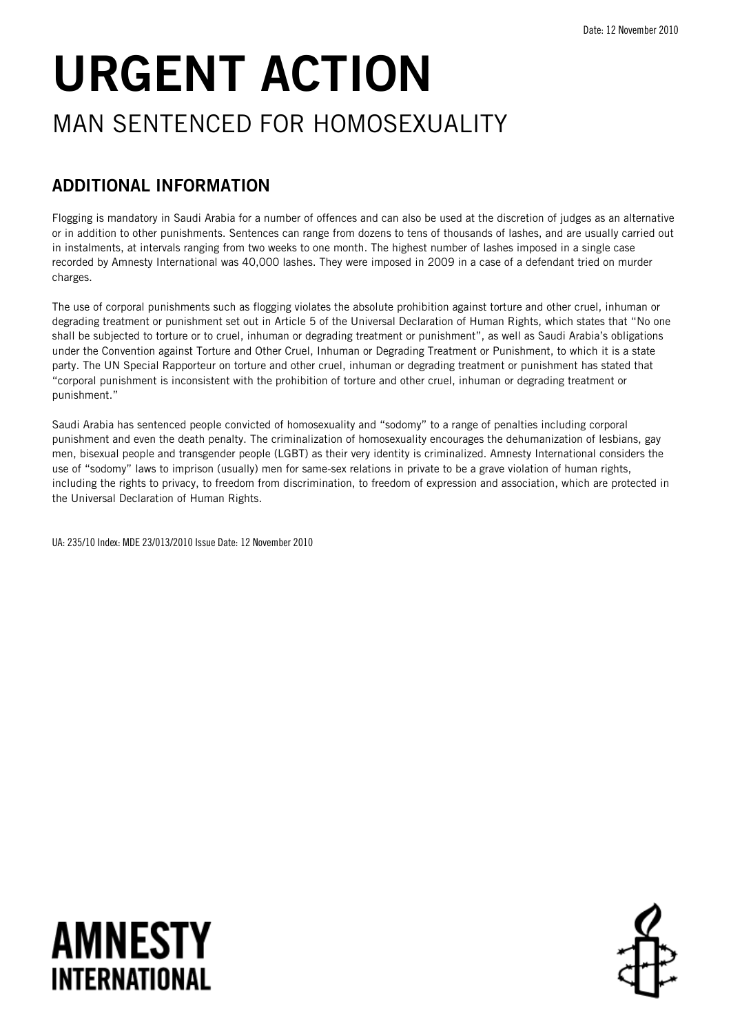# URGENT ACTION

## MAN SENTENCED FOR HOMOSEXUALITY

### ADDITIONAL INFORMATION

Flogging is mandatory in Saudi Arabia for a number of offences and can also be used at the discretion of judges as an alternative or in addition to other punishments. Sentences can range from dozens to tens of thousands of lashes, and are usually carried out in instalments, at intervals ranging from two weeks to one month. The highest number of lashes imposed in a single case recorded by Amnesty International was 40,000 lashes. They were imposed in 2009 in a case of a defendant tried on murder charges.

The use of corporal punishments such as flogging violates the absolute prohibition against torture and other cruel, inhuman or degrading treatment or punishment set out in Article 5 of the Universal Declaration of Human Rights, which states that "No one shall be subjected to torture or to cruel, inhuman or degrading treatment or punishment", as well as Saudi Arabia's obligations under the Convention against Torture and Other Cruel, Inhuman or Degrading Treatment or Punishment, to which it is a state party. The UN Special Rapporteur on torture and other cruel, inhuman or degrading treatment or punishment has stated that "corporal punishment is inconsistent with the prohibition of torture and other cruel, inhuman or degrading treatment or punishment."

Saudi Arabia has sentenced people convicted of homosexuality and "sodomy" to a range of penalties including corporal punishment and even the death penalty. The criminalization of homosexuality encourages the dehumanization of lesbians, gay men, bisexual people and transgender people (LGBT) as their very identity is criminalized. Amnesty International considers the use of "sodomy" laws to imprison (usually) men for same-sex relations in private to be a grave violation of human rights, including the rights to privacy, to freedom from discrimination, to freedom of expression and association, which are protected in the Universal Declaration of Human Rights.

UA: 235/10 Index: MDE 23/013/2010 Issue Date: 12 November 2010

AMNESTY INTERNATIONAL